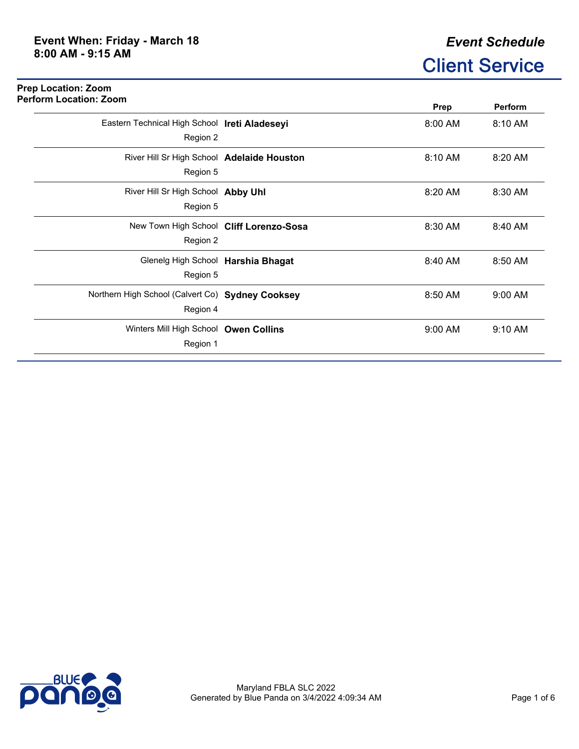**Event When: Friday - March 18**
**8:00 AM - 9:15 AM**

*Event Schedule*

# Client Service

**Prep Location: Zoom**
**Perform Location: Zoom**

| School | Name | Prep | Perform |
|---|---|---|---|
| Eastern Technical High School<br>Region 2 | **Ireti Aladeseyi** | 8:00 AM | 8:10 AM |
| River Hill Sr High School<br>Region 5 | **Adelaide Houston** | 8:10 AM | 8:20 AM |
| River Hill Sr High School<br>Region 5 | **Abby Uhl** | 8:20 AM | 8:30 AM |
| New Town High School<br>Region 2 | **Cliff Lorenzo-Sosa** | 8:30 AM | 8:40 AM |
| Glenelg High School<br>Region 5 | **Harshia Bhagat** | 8:40 AM | 8:50 AM |
| Northern High School (Calvert Co)<br>Region 4 | **Sydney Cooksey** | 8:50 AM | 9:00 AM |
| Winters Mill High School<br>Region 1 | **Owen Collins** | 9:00 AM | 9:10 AM |

Maryland FBLA SLC 2022
Generated by Blue Panda on 3/4/2022 4:09:34 AM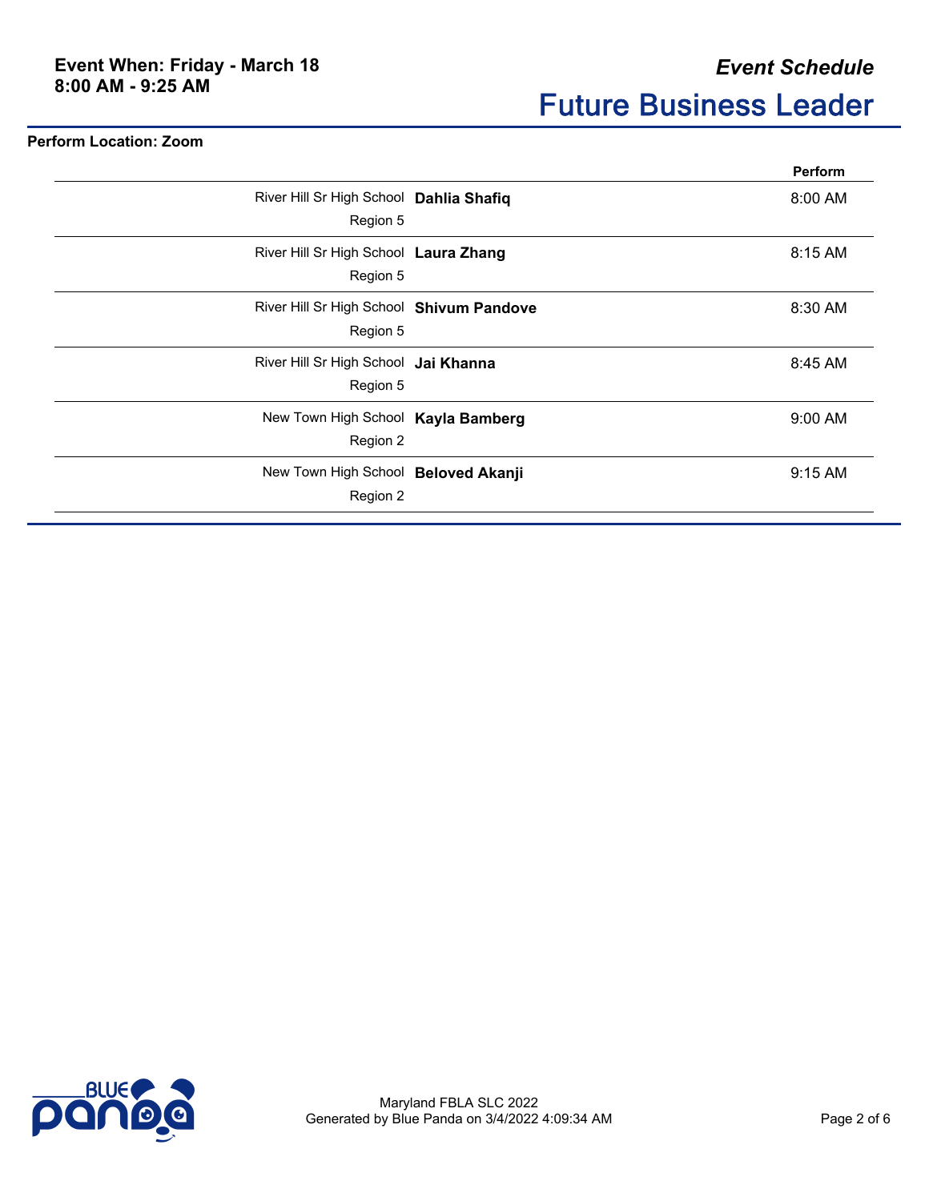**Event When: Friday - March 18**
**8:00 AM - 9:25 AM**

*Event Schedule*

# Future Business Leader

**Perform Location: Zoom**

| School | Name | Perform |
|---|---|---|
| River Hill Sr High School<br>Region 5 | **Dahlia Shafiq** | 8:00 AM |
| River Hill Sr High School<br>Region 5 | **Laura Zhang** | 8:15 AM |
| River Hill Sr High School<br>Region 5 | **Shivum Pandove** | 8:30 AM |
| River Hill Sr High School<br>Region 5 | **Jai Khanna** | 8:45 AM |
| New Town High School<br>Region 2 | **Kayla Bamberg** | 9:00 AM |
| New Town High School<br>Region 2 | **Beloved Akanji** | 9:15 AM |

Maryland FBLA SLC 2022
Generated by Blue Panda on 3/4/2022 4:09:34 AM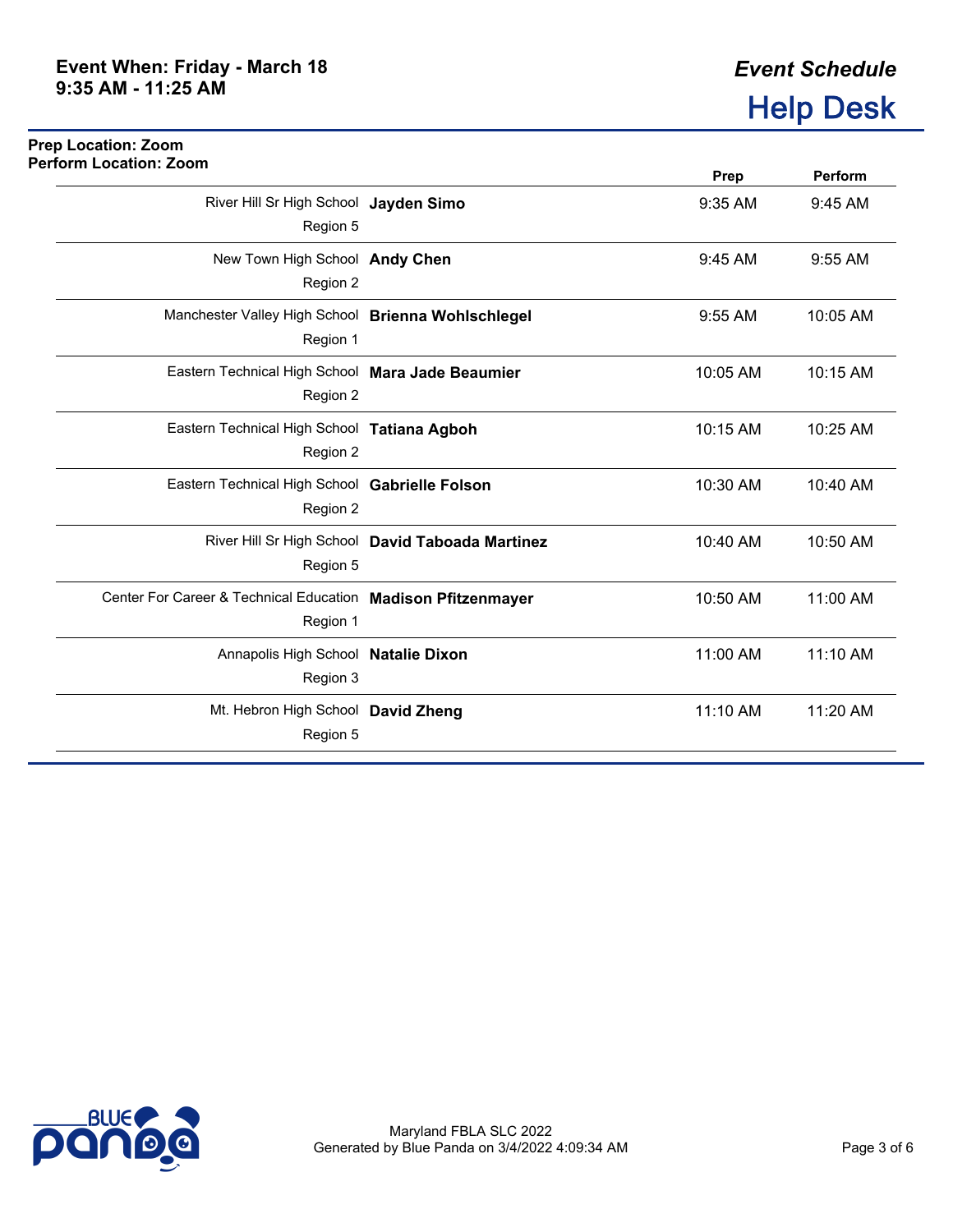**Event When: Friday - March 18**
**9:35 AM - 11:25 AM**

*Event Schedule*

# Help Desk

**Prep Location: Zoom**
**Perform Location: Zoom**

| School / Region | Name | Prep | Perform |
|---|---|---|---|
| River Hill Sr High School<br>Region 5 | **Jayden Simo** | 9:35 AM | 9:45 AM |
| New Town High School<br>Region 2 | **Andy Chen** | 9:45 AM | 9:55 AM |
| Manchester Valley High School<br>Region 1 | **Brienna Wohlschlegel** | 9:55 AM | 10:05 AM |
| Eastern Technical High School<br>Region 2 | **Mara Jade Beaumier** | 10:05 AM | 10:15 AM |
| Eastern Technical High School<br>Region 2 | **Tatiana Agboh** | 10:15 AM | 10:25 AM |
| Eastern Technical High School<br>Region 2 | **Gabrielle Folson** | 10:30 AM | 10:40 AM |
| River Hill Sr High School<br>Region 5 | **David Taboada Martinez** | 10:40 AM | 10:50 AM |
| Center For Career & Technical Education<br>Region 1 | **Madison Pfitzenmayer** | 10:50 AM | 11:00 AM |
| Annapolis High School<br>Region 3 | **Natalie Dixon** | 11:00 AM | 11:10 AM |
| Mt. Hebron High School<br>Region 5 | **David Zheng** | 11:10 AM | 11:20 AM |

Maryland FBLA SLC 2022
Generated by Blue Panda on 3/4/2022 4:09:34 AM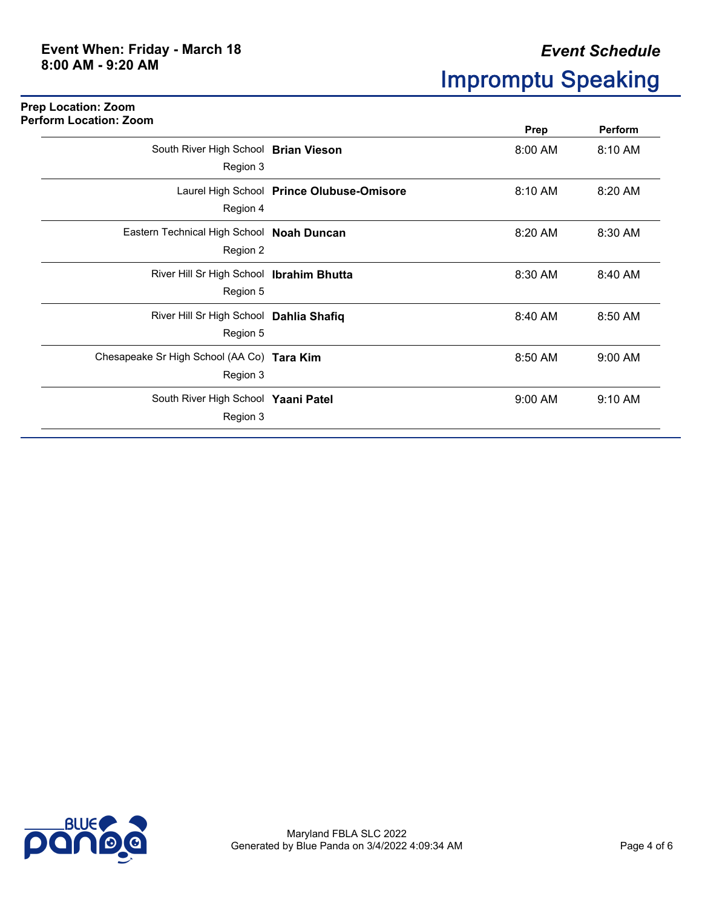**Event When: Friday - March 18**
**8:00 AM - 9:20 AM**

*Event Schedule*

# Impromptu Speaking

**Prep Location: Zoom**
**Perform Location: Zoom**

| School | Name | Prep | Perform |
|---|---|---|---|
| South River High School<br>Region 3 | **Brian Vieson** | 8:00 AM | 8:10 AM |
| Laurel High School<br>Region 4 | **Prince Olubuse-Omisore** | 8:10 AM | 8:20 AM |
| Eastern Technical High School<br>Region 2 | **Noah Duncan** | 8:20 AM | 8:30 AM |
| River Hill Sr High School<br>Region 5 | **Ibrahim Bhutta** | 8:30 AM | 8:40 AM |
| River Hill Sr High School<br>Region 5 | **Dahlia Shafiq** | 8:40 AM | 8:50 AM |
| Chesapeake Sr High School (AA Co)<br>Region 3 | **Tara Kim** | 8:50 AM | 9:00 AM |
| South River High School<br>Region 3 | **Yaani Patel** | 9:00 AM | 9:10 AM |

Maryland FBLA SLC 2022
Generated by Blue Panda on 3/4/2022 4:09:34 AM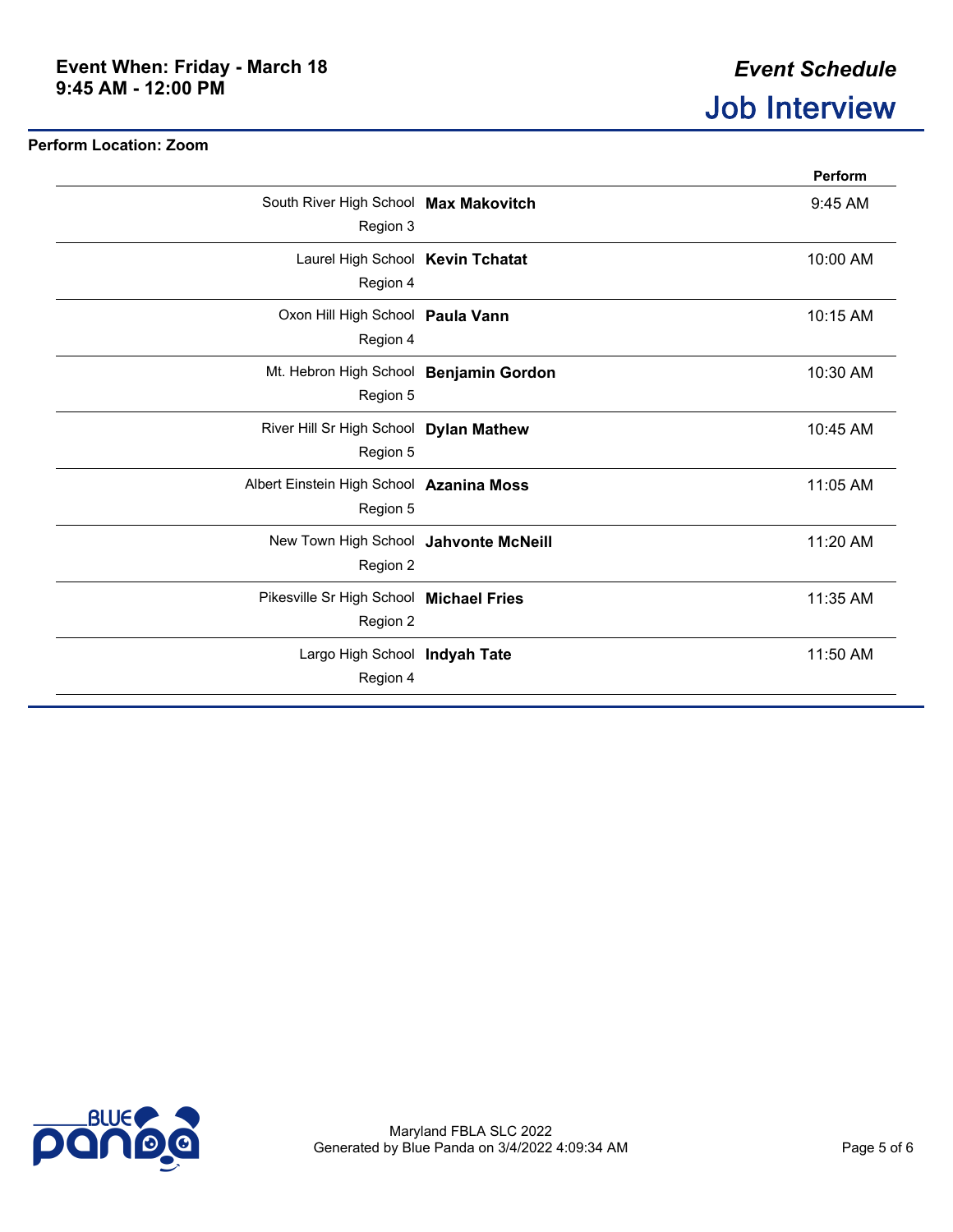**Event When: Friday - March 18**
**9:45 AM - 12:00 PM**

*Event Schedule*

# Job Interview

**Perform Location: Zoom**

| School / Region | Name | Perform |
|---|---|---|
| South River High School<br>Region 3 | **Max Makovitch** | 9:45 AM |
| Laurel High School<br>Region 4 | **Kevin Tchatat** | 10:00 AM |
| Oxon Hill High School<br>Region 4 | **Paula Vann** | 10:15 AM |
| Mt. Hebron High School<br>Region 5 | **Benjamin Gordon** | 10:30 AM |
| River Hill Sr High School<br>Region 5 | **Dylan Mathew** | 10:45 AM |
| Albert Einstein High School<br>Region 5 | **Azanina Moss** | 11:05 AM |
| New Town High School<br>Region 2 | **Jahvonte McNeill** | 11:20 AM |
| Pikesville Sr High School<br>Region 2 | **Michael Fries** | 11:35 AM |
| Largo High School<br>Region 4 | **Indyah Tate** | 11:50 AM |

Maryland FBLA SLC 2022
Generated by Blue Panda on 3/4/2022 4:09:34 AM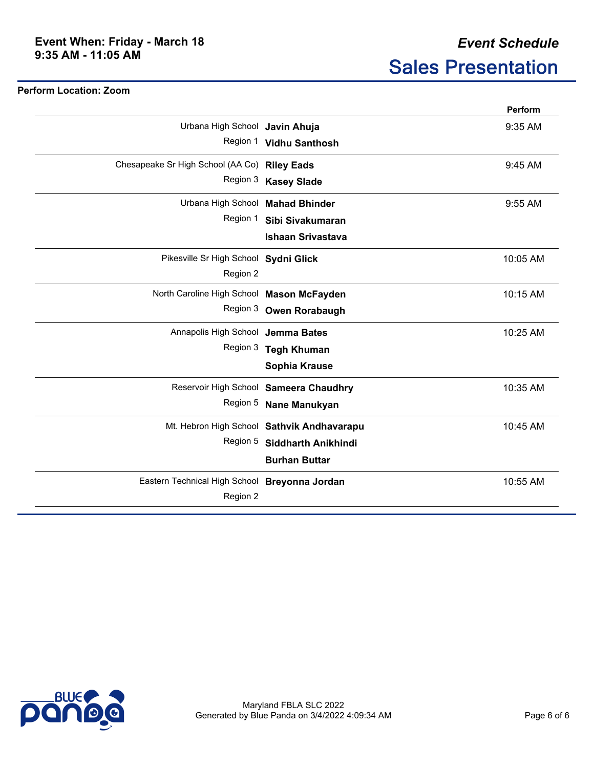**Event When: Friday - March 18**
**9:35 AM - 11:05 AM**

# *Event Schedule*

# Sales Presentation

**Perform Location: Zoom**

| | | Perform |
|---|---|---|
| Urbana High School<br>Region 1 | **Javin Ahuja**<br>**Vidhu Santhosh** | 9:35 AM |
| Chesapeake Sr High School (AA Co)<br>Region 3 | **Riley Eads**<br>**Kasey Slade** | 9:45 AM |
| Urbana High School<br>Region 1 | **Mahad Bhinder**<br>**Sibi Sivakumaran**<br>**Ishaan Srivastava** | 9:55 AM |
| Pikesville Sr High School<br>Region 2 | **Sydni Glick** | 10:05 AM |
| North Caroline High School<br>Region 3 | **Mason McFayden**<br>**Owen Rorabaugh** | 10:15 AM |
| Annapolis High School<br>Region 3 | **Jemma Bates**<br>**Tegh Khuman**<br>**Sophia Krause** | 10:25 AM |
| Reservoir High School<br>Region 5 | **Sameera Chaudhry**<br>**Nane Manukyan** | 10:35 AM |
| Mt. Hebron High School<br>Region 5 | **Sathvik Andhavarapu**<br>**Siddharth Anikhindi**<br>**Burhan Buttar** | 10:45 AM |
| Eastern Technical High School<br>Region 2 | **Breyonna Jordan** | 10:55 AM |

Maryland FBLA SLC 2022
Generated by Blue Panda on 3/4/2022 4:09:34 AM